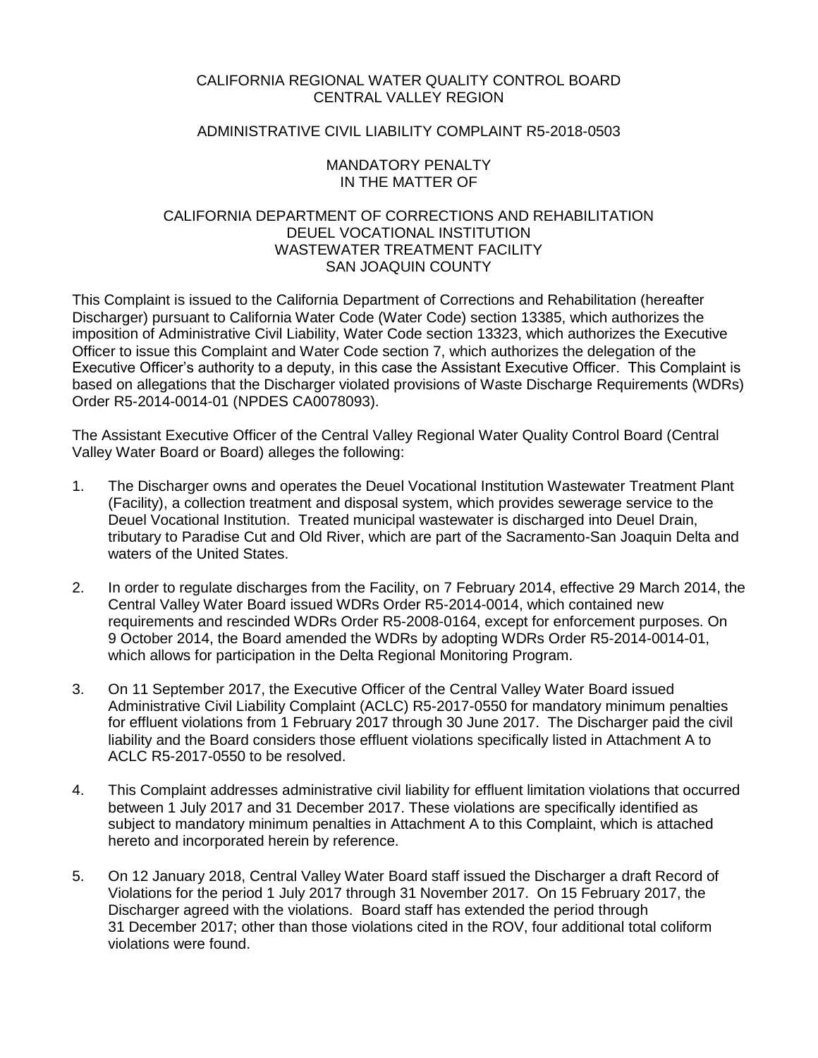CALIFORNIA REGIONAL WATER QUALITY CONTROL BOARD
CENTRAL VALLEY REGION

ADMINISTRATIVE CIVIL LIABILITY COMPLAINT R5-2018-0503

MANDATORY PENALTY
IN THE MATTER OF

CALIFORNIA DEPARTMENT OF CORRECTIONS AND REHABILITATION
DEUEL VOCATIONAL INSTITUTION
WASTEWATER TREATMENT FACILITY
SAN JOAQUIN COUNTY

This Complaint is issued to the California Department of Corrections and Rehabilitation (hereafter Discharger) pursuant to California Water Code (Water Code) section 13385, which authorizes the imposition of Administrative Civil Liability, Water Code section 13323, which authorizes the Executive Officer to issue this Complaint and Water Code section 7, which authorizes the delegation of the Executive Officer's authority to a deputy, in this case the Assistant Executive Officer. This Complaint is based on allegations that the Discharger violated provisions of Waste Discharge Requirements (WDRs) Order R5-2014-0014-01 (NPDES CA0078093).

The Assistant Executive Officer of the Central Valley Regional Water Quality Control Board (Central Valley Water Board or Board) alleges the following:

1. The Discharger owns and operates the Deuel Vocational Institution Wastewater Treatment Plant (Facility), a collection treatment and disposal system, which provides sewerage service to the Deuel Vocational Institution. Treated municipal wastewater is discharged into Deuel Drain, tributary to Paradise Cut and Old River, which are part of the Sacramento-San Joaquin Delta and waters of the United States.

2. In order to regulate discharges from the Facility, on 7 February 2014, effective 29 March 2014, the Central Valley Water Board issued WDRs Order R5-2014-0014, which contained new requirements and rescinded WDRs Order R5-2008-0164, except for enforcement purposes. On 9 October 2014, the Board amended the WDRs by adopting WDRs Order R5-2014-0014-01, which allows for participation in the Delta Regional Monitoring Program.

3. On 11 September 2017, the Executive Officer of the Central Valley Water Board issued Administrative Civil Liability Complaint (ACLC) R5-2017-0550 for mandatory minimum penalties for effluent violations from 1 February 2017 through 30 June 2017. The Discharger paid the civil liability and the Board considers those effluent violations specifically listed in Attachment A to ACLC R5-2017-0550 to be resolved.

4. This Complaint addresses administrative civil liability for effluent limitation violations that occurred between 1 July 2017 and 31 December 2017. These violations are specifically identified as subject to mandatory minimum penalties in Attachment A to this Complaint, which is attached hereto and incorporated herein by reference.

5. On 12 January 2018, Central Valley Water Board staff issued the Discharger a draft Record of Violations for the period 1 July 2017 through 31 November 2017. On 15 February 2017, the Discharger agreed with the violations. Board staff has extended the period through 31 December 2017; other than those violations cited in the ROV, four additional total coliform violations were found.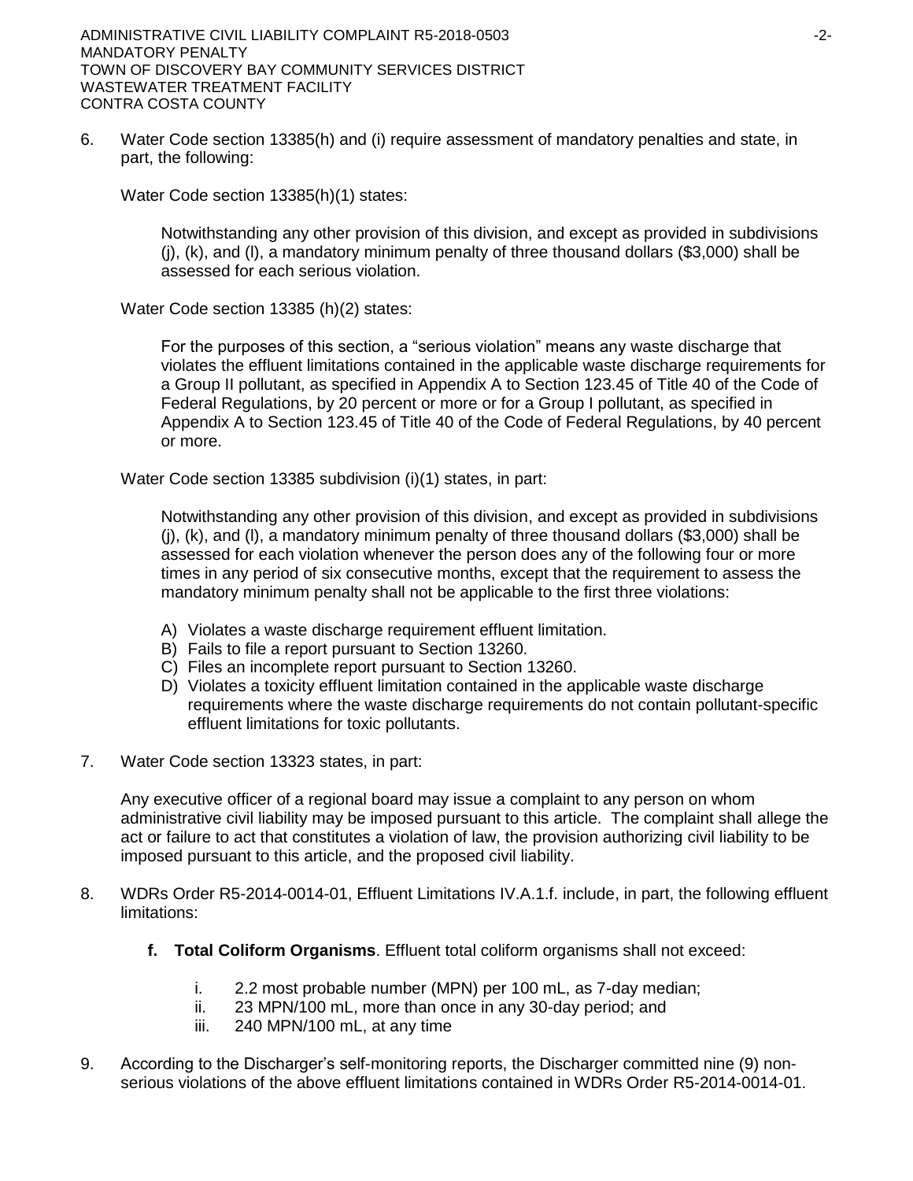6. Water Code section 13385(h) and (i) require assessment of mandatory penalties and state, in part, the following:

   Water Code section 13385(h)(1) states:

   > Notwithstanding any other provision of this division, and except as provided in subdivisions (j), (k), and (l), a mandatory minimum penalty of three thousand dollars ($3,000) shall be assessed for each serious violation.

   Water Code section 13385 (h)(2) states:

   > For the purposes of this section, a "serious violation" means any waste discharge that violates the effluent limitations contained in the applicable waste discharge requirements for a Group II pollutant, as specified in Appendix A to Section 123.45 of Title 40 of the Code of Federal Regulations, by 20 percent or more or for a Group I pollutant, as specified in Appendix A to Section 123.45 of Title 40 of the Code of Federal Regulations, by 40 percent or more.

   Water Code section 13385 subdivision (i)(1) states, in part:

   > Notwithstanding any other provision of this division, and except as provided in subdivisions (j), (k), and (l), a mandatory minimum penalty of three thousand dollars ($3,000) shall be assessed for each violation whenever the person does any of the following four or more times in any period of six consecutive months, except that the requirement to assess the mandatory minimum penalty shall not be applicable to the first three violations:
   >
   > A) Violates a waste discharge requirement effluent limitation.
   > B) Fails to file a report pursuant to Section 13260.
   > C) Files an incomplete report pursuant to Section 13260.
   > D) Violates a toxicity effluent limitation contained in the applicable waste discharge requirements where the waste discharge requirements do not contain pollutant-specific effluent limitations for toxic pollutants.

7. Water Code section 13323 states, in part:

   > Any executive officer of a regional board may issue a complaint to any person on whom administrative civil liability may be imposed pursuant to this article. The complaint shall allege the act or failure to act that constitutes a violation of law, the provision authorizing civil liability to be imposed pursuant to this article, and the proposed civil liability.

8. WDRs Order R5-2014-0014-01, Effluent Limitations IV.A.1.f. include, in part, the following effluent limitations:

   **f. Total Coliform Organisms**. Effluent total coliform organisms shall not exceed:

   i. 2.2 most probable number (MPN) per 100 mL, as 7-day median;
   ii. 23 MPN/100 mL, more than once in any 30-day period; and
   iii. 240 MPN/100 mL, at any time

9. According to the Discharger's self-monitoring reports, the Discharger committed nine (9) non-serious violations of the above effluent limitations contained in WDRs Order R5-2014-0014-01.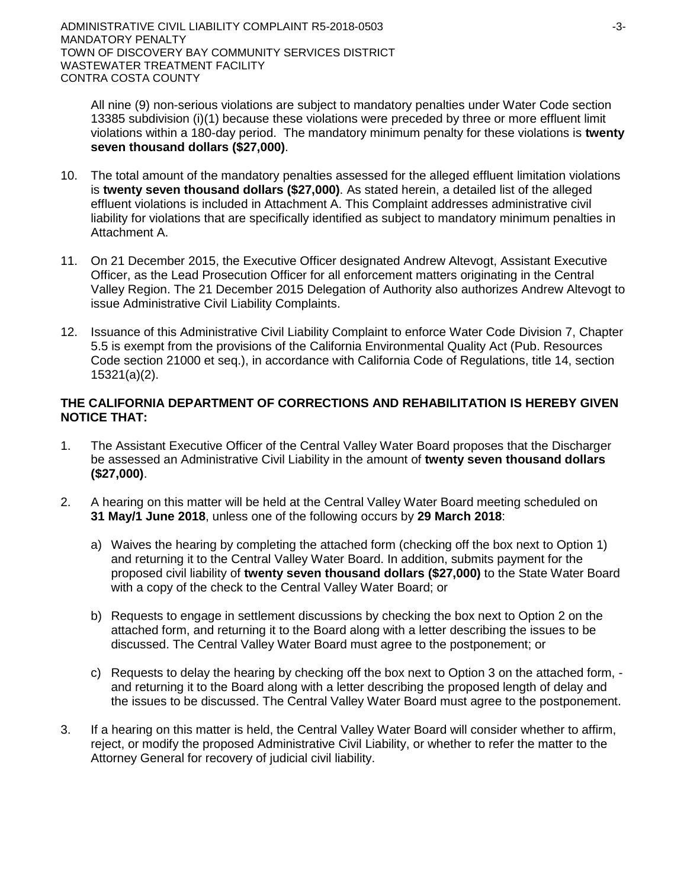All nine (9) non-serious violations are subject to mandatory penalties under Water Code section 13385 subdivision (i)(1) because these violations were preceded by three or more effluent limit violations within a 180-day period. The mandatory minimum penalty for these violations is **twenty seven thousand dollars ($27,000)**.

10. The total amount of the mandatory penalties assessed for the alleged effluent limitation violations is **twenty seven thousand dollars ($27,000)**. As stated herein, a detailed list of the alleged effluent violations is included in Attachment A. This Complaint addresses administrative civil liability for violations that are specifically identified as subject to mandatory minimum penalties in Attachment A.

11. On 21 December 2015, the Executive Officer designated Andrew Altevogt, Assistant Executive Officer, as the Lead Prosecution Officer for all enforcement matters originating in the Central Valley Region. The 21 December 2015 Delegation of Authority also authorizes Andrew Altevogt to issue Administrative Civil Liability Complaints.

12. Issuance of this Administrative Civil Liability Complaint to enforce Water Code Division 7, Chapter 5.5 is exempt from the provisions of the California Environmental Quality Act (Pub. Resources Code section 21000 et seq.), in accordance with California Code of Regulations, title 14, section 15321(a)(2).

**THE CALIFORNIA DEPARTMENT OF CORRECTIONS AND REHABILITATION IS HEREBY GIVEN NOTICE THAT:**

1. The Assistant Executive Officer of the Central Valley Water Board proposes that the Discharger be assessed an Administrative Civil Liability in the amount of **twenty seven thousand dollars ($27,000)**.

2. A hearing on this matter will be held at the Central Valley Water Board meeting scheduled on **31 May/1 June 2018**, unless one of the following occurs by **29 March 2018**:

   a) Waives the hearing by completing the attached form (checking off the box next to Option 1) and returning it to the Central Valley Water Board. In addition, submits payment for the proposed civil liability of **twenty seven thousand dollars ($27,000)** to the State Water Board with a copy of the check to the Central Valley Water Board; or

   b) Requests to engage in settlement discussions by checking the box next to Option 2 on the attached form, and returning it to the Board along with a letter describing the issues to be discussed. The Central Valley Water Board must agree to the postponement; or

   c) Requests to delay the hearing by checking off the box next to Option 3 on the attached form, - and returning it to the Board along with a letter describing the proposed length of delay and the issues to be discussed. The Central Valley Water Board must agree to the postponement.

3. If a hearing on this matter is held, the Central Valley Water Board will consider whether to affirm, reject, or modify the proposed Administrative Civil Liability, or whether to refer the matter to the Attorney General for recovery of judicial civil liability.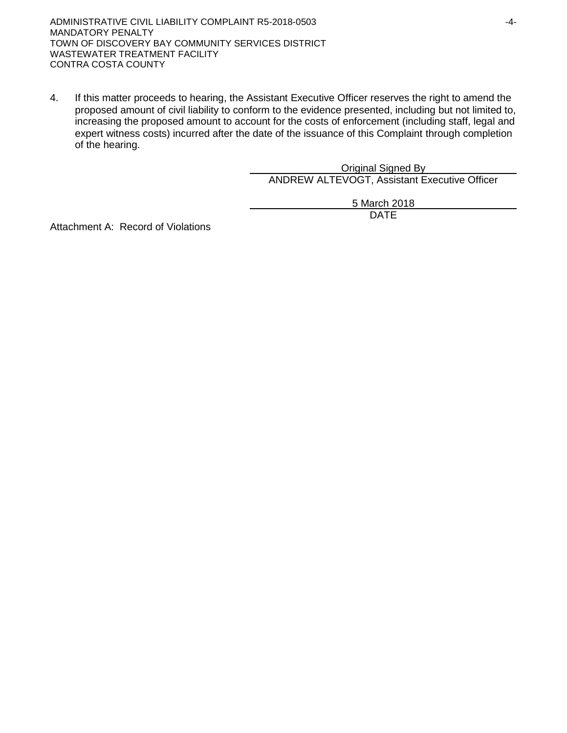4. If this matter proceeds to hearing, the Assistant Executive Officer reserves the right to amend the proposed amount of civil liability to conform to the evidence presented, including but not limited to, increasing the proposed amount to account for the costs of enforcement (including staff, legal and expert witness costs) incurred after the date of the issuance of this Complaint through completion of the hearing.

Original Signed By
ANDREW ALTEVOGT, Assistant Executive Officer

5 March 2018
DATE

Attachment A: Record of Violations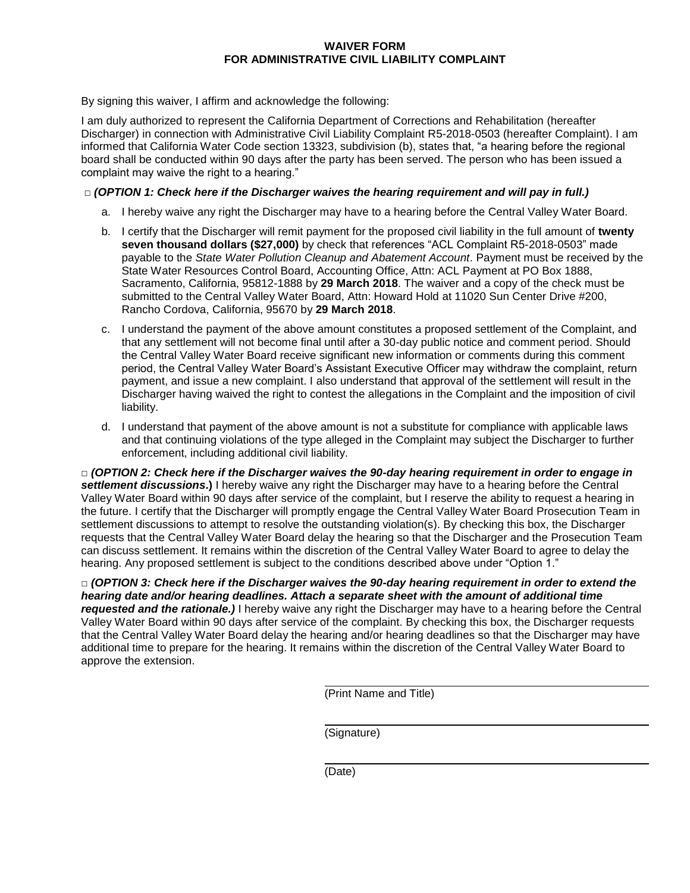# WAIVER FORM
# FOR ADMINISTRATIVE CIVIL LIABILITY COMPLAINT

By signing this waiver, I affirm and acknowledge the following:

I am duly authorized to represent the California Department of Corrections and Rehabilitation (hereafter Discharger) in connection with Administrative Civil Liability Complaint R5-2018-0503 (hereafter Complaint). I am informed that California Water Code section 13323, subdivision (b), states that, "a hearing before the regional board shall be conducted within 90 days after the party has been served. The person who has been issued a complaint may waive the right to a hearing."

□ ***(OPTION 1: Check here if the Discharger waives the hearing requirement and will pay in full.)***

a. I hereby waive any right the Discharger may have to a hearing before the Central Valley Water Board.

b. I certify that the Discharger will remit payment for the proposed civil liability in the full amount of **twenty seven thousand dollars ($27,000)** by check that references "ACL Complaint R5-2018-0503" made payable to the *State Water Pollution Cleanup and Abatement Account*. Payment must be received by the State Water Resources Control Board, Accounting Office, Attn: ACL Payment at PO Box 1888, Sacramento, California, 95812-1888 by **29 March 2018**. The waiver and a copy of the check must be submitted to the Central Valley Water Board, Attn: Howard Hold at 11020 Sun Center Drive #200, Rancho Cordova, California, 95670 by **29 March 2018**.

c. I understand the payment of the above amount constitutes a proposed settlement of the Complaint, and that any settlement will not become final until after a 30-day public notice and comment period. Should the Central Valley Water Board receive significant new information or comments during this comment period, the Central Valley Water Board's Assistant Executive Officer may withdraw the complaint, return payment, and issue a new complaint. I also understand that approval of the settlement will result in the Discharger having waived the right to contest the allegations in the Complaint and the imposition of civil liability.

d. I understand that payment of the above amount is not a substitute for compliance with applicable laws and that continuing violations of the type alleged in the Complaint may subject the Discharger to further enforcement, including additional civil liability.

□ ***(OPTION 2: Check here if the Discharger waives the 90-day hearing requirement in order to engage in settlement discussions.)*** I hereby waive any right the Discharger may have to a hearing before the Central Valley Water Board within 90 days after service of the complaint, but I reserve the ability to request a hearing in the future. I certify that the Discharger will promptly engage the Central Valley Water Board Prosecution Team in settlement discussions to attempt to resolve the outstanding violation(s). By checking this box, the Discharger requests that the Central Valley Water Board delay the hearing so that the Discharger and the Prosecution Team can discuss settlement. It remains within the discretion of the Central Valley Water Board to agree to delay the hearing. Any proposed settlement is subject to the conditions described above under "Option 1."

□ ***(OPTION 3: Check here if the Discharger waives the 90-day hearing requirement in order to extend the hearing date and/or hearing deadlines. Attach a separate sheet with the amount of additional time requested and the rationale.)*** I hereby waive any right the Discharger may have to a hearing before the Central Valley Water Board within 90 days after service of the complaint. By checking this box, the Discharger requests that the Central Valley Water Board delay the hearing and/or hearing deadlines so that the Discharger may have additional time to prepare for the hearing. It remains within the discretion of the Central Valley Water Board to approve the extension.

\_\_\_\_\_\_\_\_\_\_\_\_\_\_\_\_\_\_\_\_\_\_\_\_\_\_\_\_\_\_\_\_\_\_\_\_\_\_\_\_
(Print Name and Title)

\_\_\_\_\_\_\_\_\_\_\_\_\_\_\_\_\_\_\_\_\_\_\_\_\_\_\_\_\_\_\_\_\_\_\_\_\_\_\_\_
(Signature)

\_\_\_\_\_\_\_\_\_\_\_\_\_\_\_\_\_\_\_\_\_\_\_\_\_\_\_\_\_\_\_\_\_\_\_\_\_\_\_\_
(Date)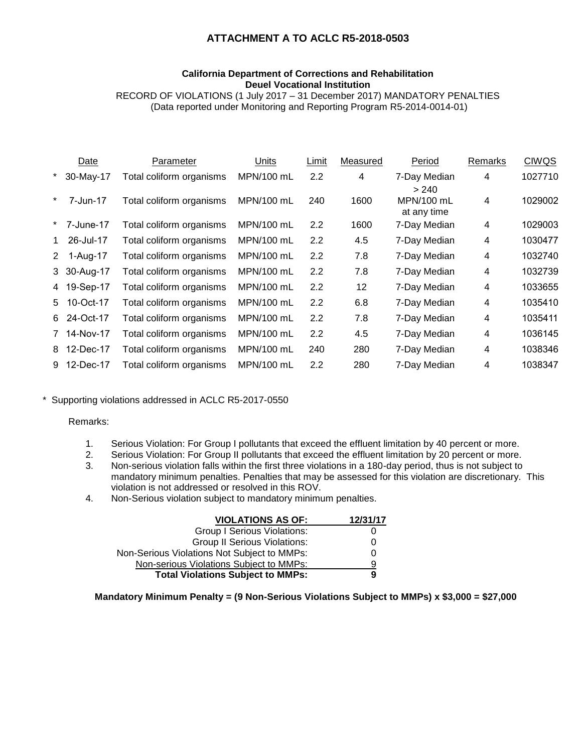# ATTACHMENT A TO ACLC R5-2018-0503

**California Department of Corrections and Rehabilitation**
**Deuel Vocational Institution**
RECORD OF VIOLATIONS (1 July 2017 – 31 December 2017) MANDATORY PENALTIES
(Data reported under Monitoring and Reporting Program R5-2014-0014-01)

| | Date | Parameter | Units | Limit | Measured | Period | Remarks | CIWQS |
|---|---|---|---|---|---|---|---|---|
| * | 30-May-17 | Total coliform organisms | MPN/100 mL | 2.2 | 4 | 7-Day Median | 4 | 1027710 |
| * | 7-Jun-17 | Total coliform organisms | MPN/100 mL | 240 | 1600 | > 240 MPN/100 mL at any time | 4 | 1029002 |
| * | 7-June-17 | Total coliform organisms | MPN/100 mL | 2.2 | 1600 | 7-Day Median | 4 | 1029003 |
| 1 | 26-Jul-17 | Total coliform organisms | MPN/100 mL | 2.2 | 4.5 | 7-Day Median | 4 | 1030477 |
| 2 | 1-Aug-17 | Total coliform organisms | MPN/100 mL | 2.2 | 7.8 | 7-Day Median | 4 | 1032740 |
| 3 | 30-Aug-17 | Total coliform organisms | MPN/100 mL | 2.2 | 7.8 | 7-Day Median | 4 | 1032739 |
| 4 | 19-Sep-17 | Total coliform organisms | MPN/100 mL | 2.2 | 12 | 7-Day Median | 4 | 1033655 |
| 5 | 10-Oct-17 | Total coliform organisms | MPN/100 mL | 2.2 | 6.8 | 7-Day Median | 4 | 1035410 |
| 6 | 24-Oct-17 | Total coliform organisms | MPN/100 mL | 2.2 | 7.8 | 7-Day Median | 4 | 1035411 |
| 7 | 14-Nov-17 | Total coliform organisms | MPN/100 mL | 2.2 | 4.5 | 7-Day Median | 4 | 1036145 |
| 8 | 12-Dec-17 | Total coliform organisms | MPN/100 mL | 240 | 280 | 7-Day Median | 4 | 1038346 |
| 9 | 12-Dec-17 | Total coliform organisms | MPN/100 mL | 2.2 | 280 | 7-Day Median | 4 | 1038347 |

\* Supporting violations addressed in ACLC R5-2017-0550

Remarks:

1. Serious Violation: For Group I pollutants that exceed the effluent limitation by 40 percent or more.
2. Serious Violation: For Group II pollutants that exceed the effluent limitation by 20 percent or more.
3. Non-serious violation falls within the first three violations in a 180-day period, thus is not subject to mandatory minimum penalties. Penalties that may be assessed for this violation are discretionary. This violation is not addressed or resolved in this ROV.
4. Non-Serious violation subject to mandatory minimum penalties.

| **VIOLATIONS AS OF:** | **12/31/17** |
|---|---|
| Group I Serious Violations: | 0 |
| Group II Serious Violations: | 0 |
| Non-Serious Violations Not Subject to MMPs: | 0 |
| Non-serious Violations Subject to MMPs: | 9 |
| **Total Violations Subject to MMPs:** | **9** |

**Mandatory Minimum Penalty = (9 Non-Serious Violations Subject to MMPs) x $3,000 = $27,000**